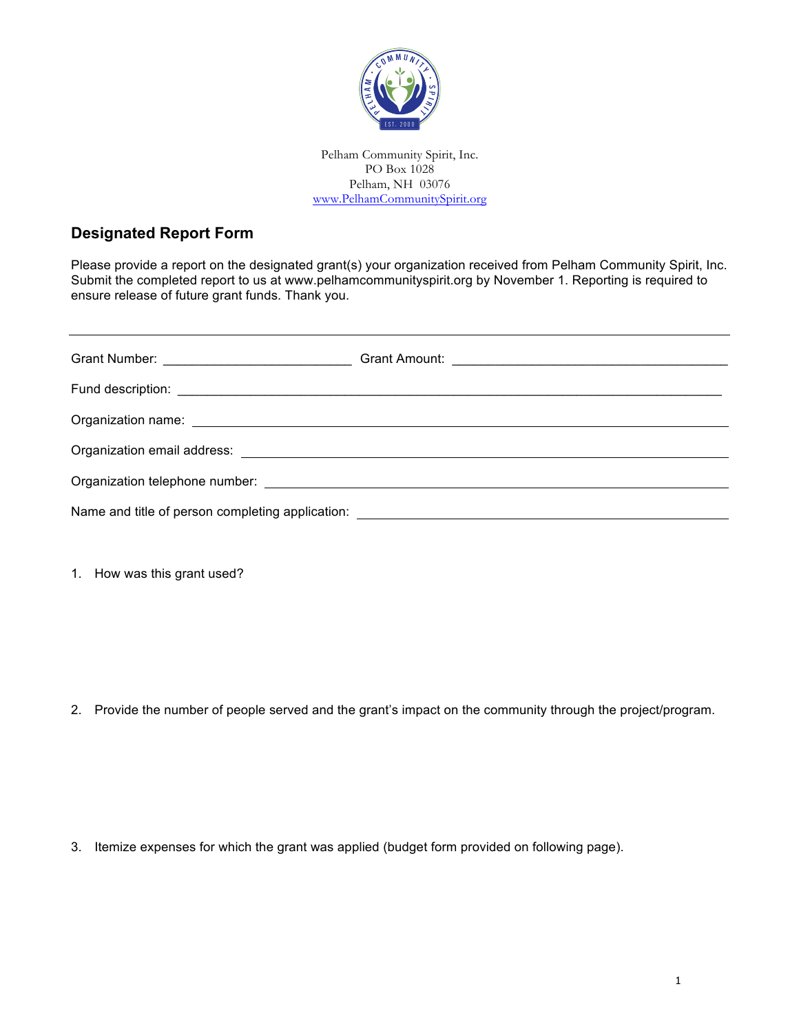Pelham Community Spirit, Inc.
PO Box 1028
Pelham, NH 03076
www.PelhamCommunitySpirit.org

## Designated Report Form

Please provide a report on the designated grant(s) your organization received from Pelham Community Spirit, Inc. Submit the completed report to us at www.pelhamcommunityspirit.org by November 1. Reporting is required to ensure release of future grant funds. Thank you.

---

Grant Number: ________________________ Grant Amount: ____________________________________

Fund description: ______________________________________________________________________

Organization name: ______________________________________________________________________

Organization email address: ______________________________________________________________

Organization telephone number: ___________________________________________________________

Name and title of person completing application: ____________________________________________

1. How was this grant used?

2. Provide the number of people served and the grant's impact on the community through the project/program.

3. Itemize expenses for which the grant was applied (budget form provided on following page).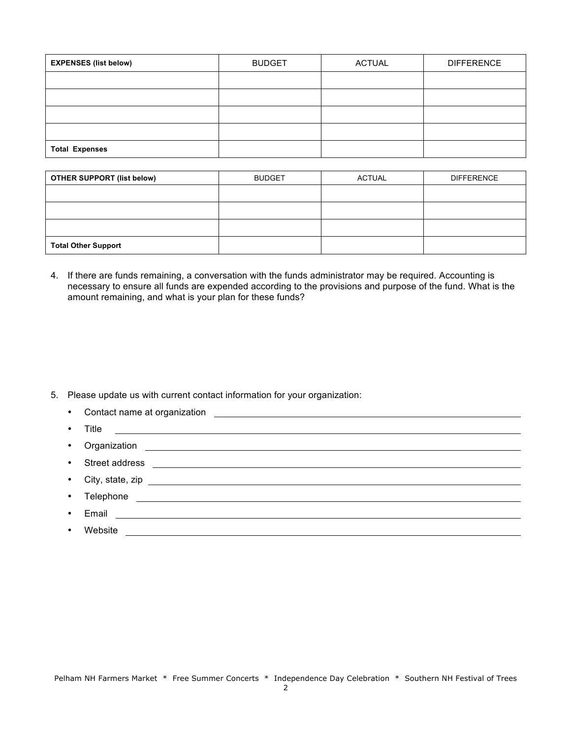| EXPENSES (list below) | BUDGET | ACTUAL | DIFFERENCE |
|---|---|---|---|
| | | | |
| | | | |
| | | | |
| | | | |
| **Total Expenses** | | | |

| OTHER SUPPORT (list below) | BUDGET | ACTUAL | DIFFERENCE |
|---|---|---|---|
| | | | |
| | | | |
| | | | |
| **Total Other Support** | | | |

4. If there are funds remaining, a conversation with the funds administrator may be required. Accounting is necessary to ensure all funds are expended according to the provisions and purpose of the fund. What is the amount remaining, and what is your plan for these funds?

5. Please update us with current contact information for your organization:
   - Contact name at organization ______________________________
   - Title ______________________________
   - Organization ______________________________
   - Street address ______________________________
   - City, state, zip ______________________________
   - Telephone ______________________________
   - Email ______________________________
   - Website ______________________________

Pelham NH Farmers Market * Free Summer Concerts * Independence Day Celebration * Southern NH Festival of Trees